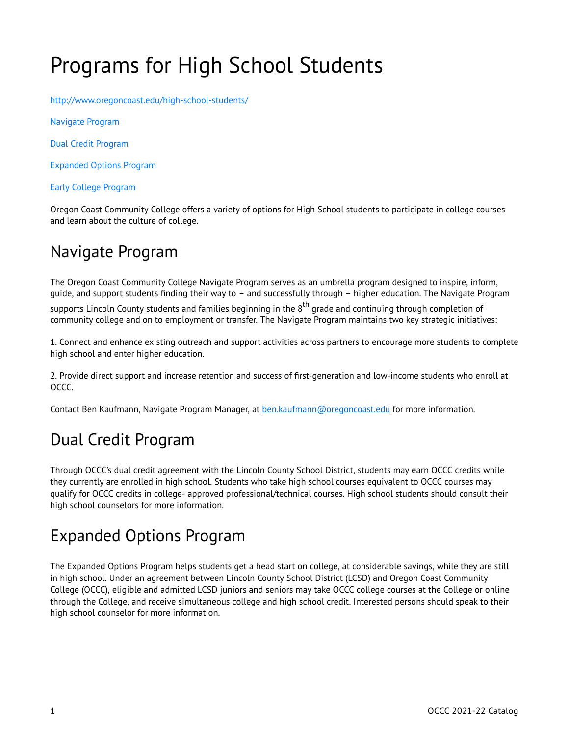# Programs for High School Students

http://www.oregoncoast.edu/high-school-students/

Navigate Program

Dual Credit Program

Expanded Options Program

Early College Program

Oregon Coast Community College offers a variety of options for High School students to participate in college courses and learn about the culture of college.

## Navigate Program

The Oregon Coast Community College Navigate Program serves as an umbrella program designed to inspire, inform, guide, and support students finding their way to – and successfully through – higher education. The Navigate Program supports Lincoln County students and families beginning in the 8th grade and continuing through completion of community college and on to employment or transfer. The Navigate Program maintains two key strategic initiatives:

1. Connect and enhance existing outreach and support activities across partners to encourage more students to complete high school and enter higher education.

2. Provide direct support and increase retention and success of first-generation and low-income students who enroll at OCCC.

Contact Ben Kaufmann, Navigate Program Manager, at ben.kaufmann@oregoncoast.edu for more information.

## Dual Credit Program

Through OCCC's dual credit agreement with the Lincoln County School District, students may earn OCCC credits while they currently are enrolled in high school. Students who take high school courses equivalent to OCCC courses may qualify for OCCC credits in college- approved professional/technical courses. High school students should consult their high school counselors for more information.

## Expanded Options Program

The Expanded Options Program helps students get a head start on college, at considerable savings, while they are still in high school. Under an agreement between Lincoln County School District (LCSD) and Oregon Coast Community College (OCCC), eligible and admitted LCSD juniors and seniors may take OCCC college courses at the College or online through the College, and receive simultaneous college and high school credit. Interested persons should speak to their high school counselor for more information.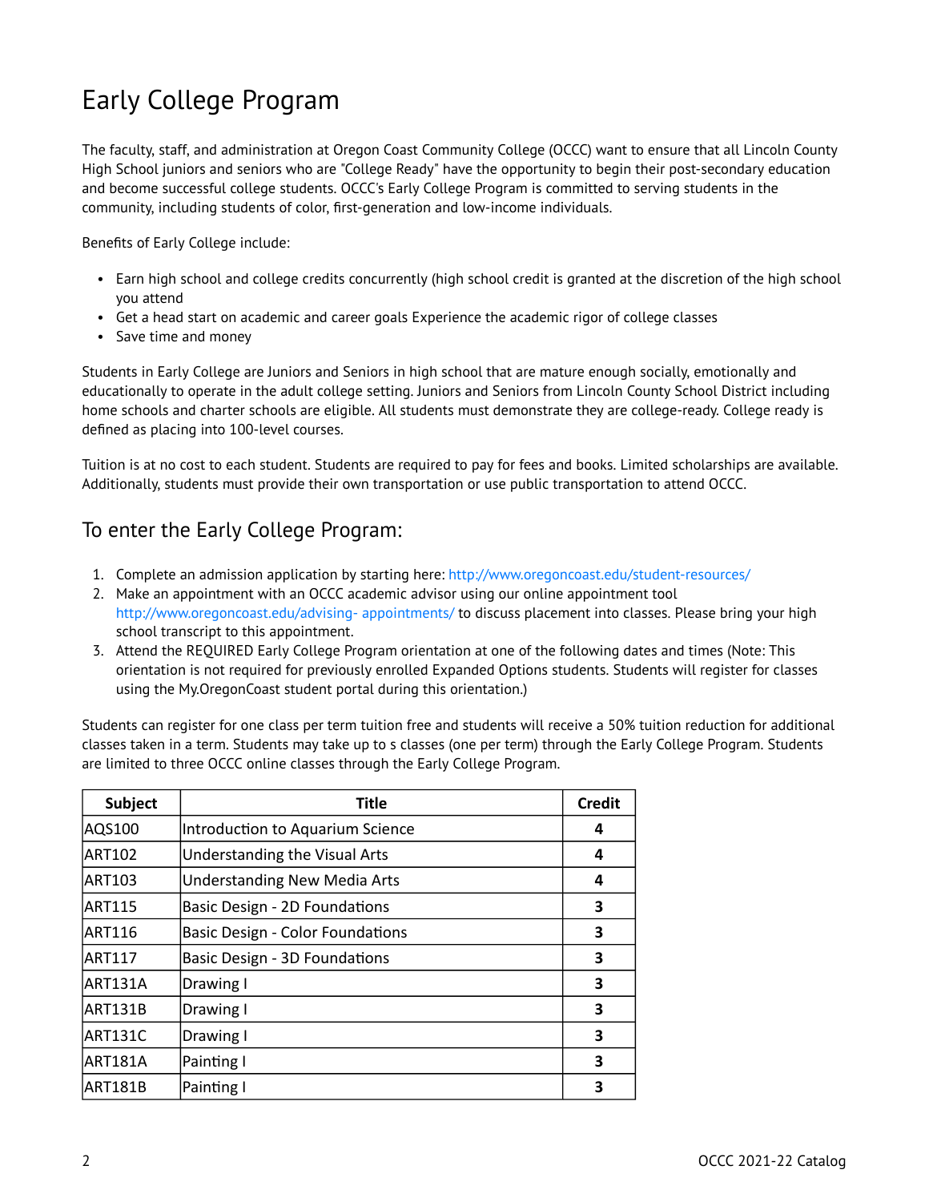# Early College Program

The faculty, staff, and administration at Oregon Coast Community College (OCCC) want to ensure that all Lincoln County High School juniors and seniors who are "College Ready" have the opportunity to begin their post-secondary education and become successful college students. OCCC's Early College Program is committed to serving students in the community, including students of color, first-generation and low-income individuals.

Benefits of Early College include:

- Earn high school and college credits concurrently (high school credit is granted at the discretion of the high school you attend
- Get a head start on academic and career goals Experience the academic rigor of college classes
- Save time and money

Students in Early College are Juniors and Seniors in high school that are mature enough socially, emotionally and educationally to operate in the adult college setting. Juniors and Seniors from Lincoln County School District including home schools and charter schools are eligible. All students must demonstrate they are college-ready. College ready is defined as placing into 100-level courses.

Tuition is at no cost to each student. Students are required to pay for fees and books. Limited scholarships are available. Additionally, students must provide their own transportation or use public transportation to attend OCCC.

## To enter the Early College Program:

1. Complete an admission application by starting here: http://www.oregoncoast.edu/student-resources/
2. Make an appointment with an OCCC academic advisor using our online appointment tool http://www.oregoncoast.edu/advising- appointments/ to discuss placement into classes. Please bring your high school transcript to this appointment.
3. Attend the REQUIRED Early College Program orientation at one of the following dates and times (Note: This orientation is not required for previously enrolled Expanded Options students. Students will register for classes using the My.OregonCoast student portal during this orientation.)

Students can register for one class per term tuition free and students will receive a 50% tuition reduction for additional classes taken in a term. Students may take up to s classes (one per term) through the Early College Program. Students are limited to three OCCC online classes through the Early College Program.

| Subject | Title | Credit |
|---|---|---|
| AQS100 | Introduction to Aquarium Science | 4 |
| ART102 | Understanding the Visual Arts | 4 |
| ART103 | Understanding New Media Arts | 4 |
| ART115 | Basic Design - 2D Foundations | 3 |
| ART116 | Basic Design - Color Foundations | 3 |
| ART117 | Basic Design - 3D Foundations | 3 |
| ART131A | Drawing I | 3 |
| ART131B | Drawing I | 3 |
| ART131C | Drawing I | 3 |
| ART181A | Painting I | 3 |
| ART181B | Painting I | 3 |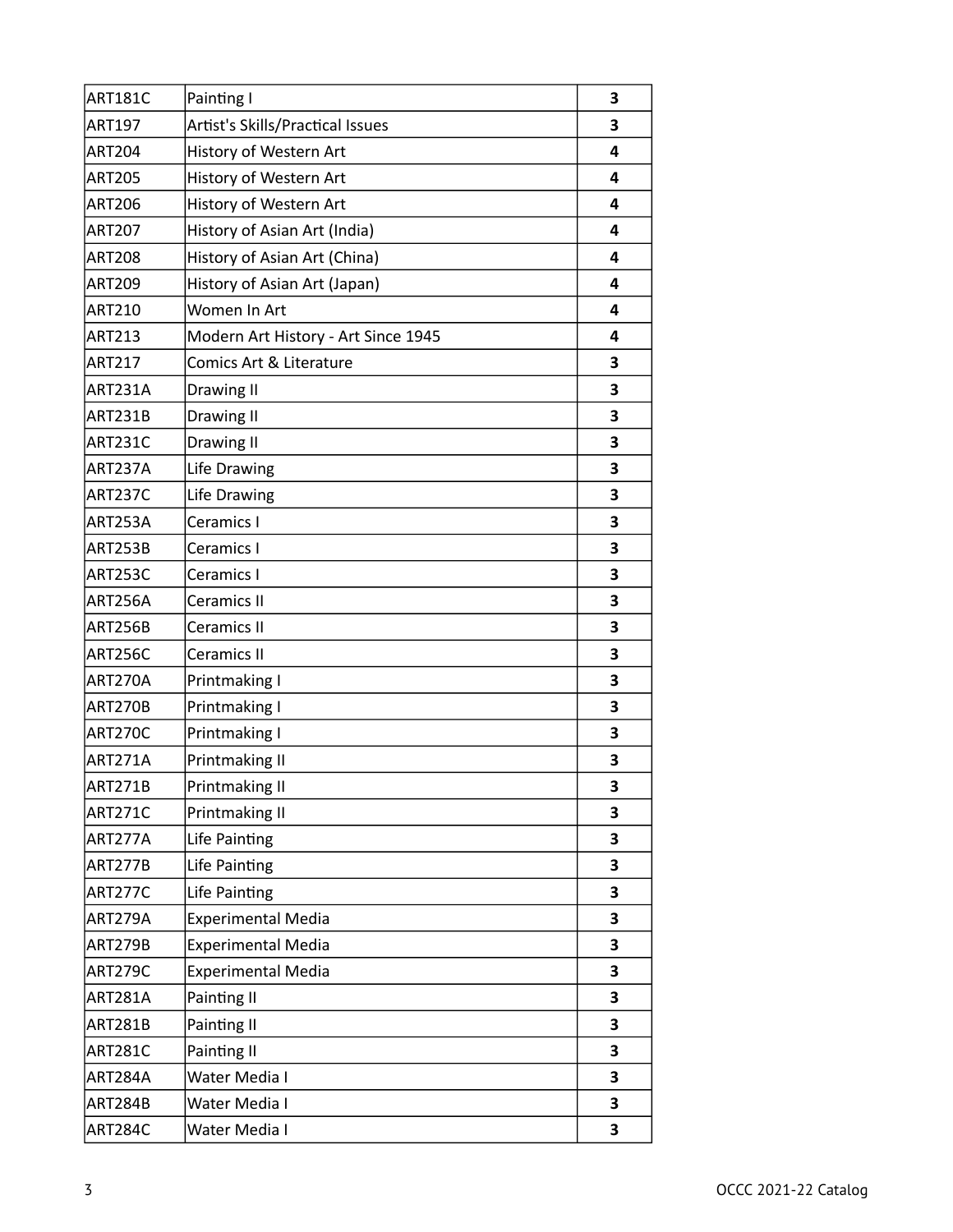| | | |
|---|---|---|
| ART181C | Painting I | **3** |
| ART197 | Artist's Skills/Practical Issues | **3** |
| ART204 | History of Western Art | **4** |
| ART205 | History of Western Art | **4** |
| ART206 | History of Western Art | **4** |
| ART207 | History of Asian Art (India) | **4** |
| ART208 | History of Asian Art (China) | **4** |
| ART209 | History of Asian Art (Japan) | **4** |
| ART210 | Women In Art | **4** |
| ART213 | Modern Art History - Art Since 1945 | **4** |
| ART217 | Comics Art & Literature | **3** |
| ART231A | Drawing II | **3** |
| ART231B | Drawing II | **3** |
| ART231C | Drawing II | **3** |
| ART237A | Life Drawing | **3** |
| ART237C | Life Drawing | **3** |
| ART253A | Ceramics I | **3** |
| ART253B | Ceramics I | **3** |
| ART253C | Ceramics I | **3** |
| ART256A | Ceramics II | **3** |
| ART256B | Ceramics II | **3** |
| ART256C | Ceramics II | **3** |
| ART270A | Printmaking I | **3** |
| ART270B | Printmaking I | **3** |
| ART270C | Printmaking I | **3** |
| ART271A | Printmaking II | **3** |
| ART271B | Printmaking II | **3** |
| ART271C | Printmaking II | **3** |
| ART277A | Life Painting | **3** |
| ART277B | Life Painting | **3** |
| ART277C | Life Painting | **3** |
| ART279A | Experimental Media | **3** |
| ART279B | Experimental Media | **3** |
| ART279C | Experimental Media | **3** |
| ART281A | Painting II | **3** |
| ART281B | Painting II | **3** |
| ART281C | Painting II | **3** |
| ART284A | Water Media I | **3** |
| ART284B | Water Media I | **3** |
| ART284C | Water Media I | **3** |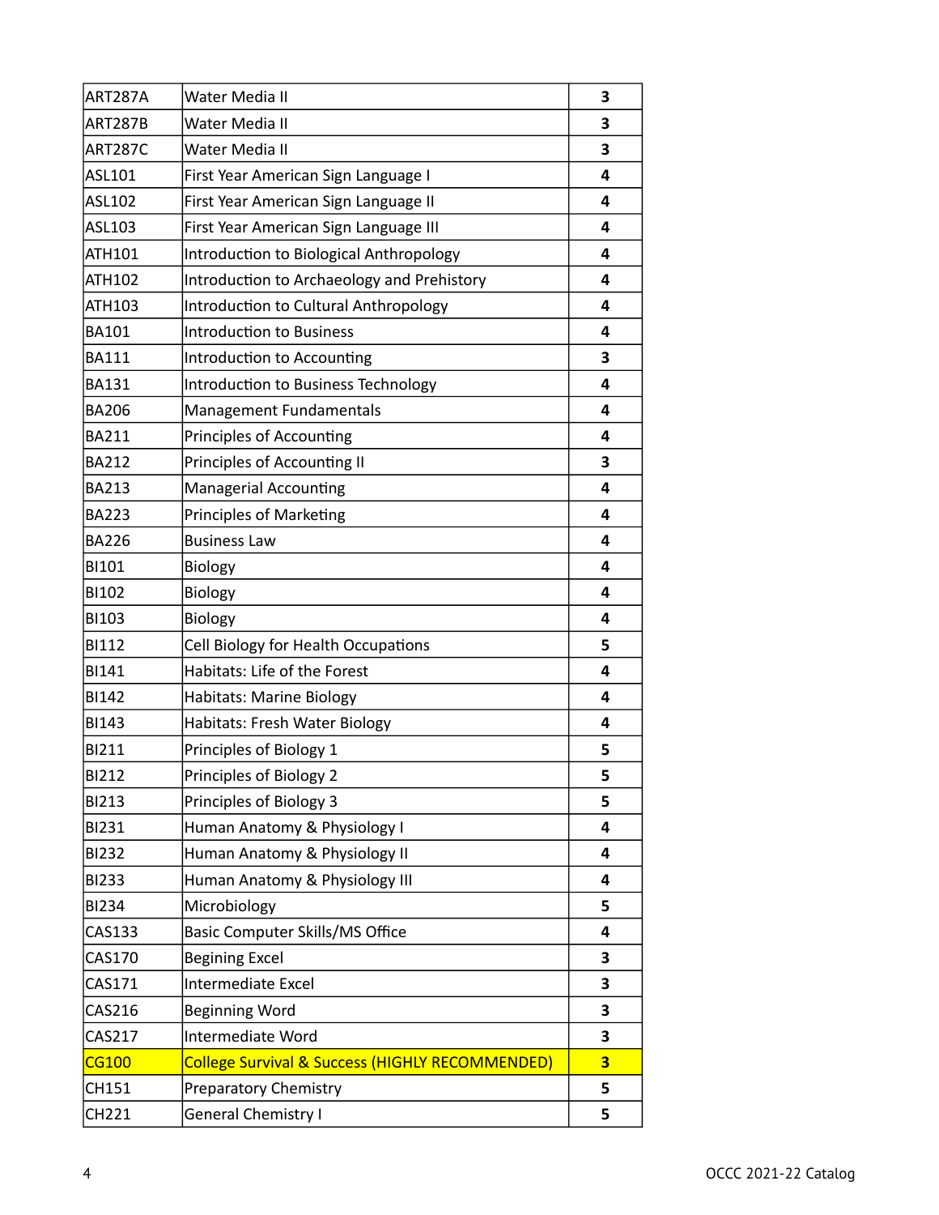| | | |
|---|---|---|
| ART287A | Water Media II | **3** |
| ART287B | Water Media II | **3** |
| ART287C | Water Media II | **3** |
| ASL101 | First Year American Sign Language I | **4** |
| ASL102 | First Year American Sign Language II | **4** |
| ASL103 | First Year American Sign Language III | **4** |
| ATH101 | Introduction to Biological Anthropology | **4** |
| ATH102 | Introduction to Archaeology and Prehistory | **4** |
| ATH103 | Introduction to Cultural Anthropology | **4** |
| BA101 | Introduction to Business | **4** |
| BA111 | Introduction to Accounting | **3** |
| BA131 | Introduction to Business Technology | **4** |
| BA206 | Management Fundamentals | **4** |
| BA211 | Principles of Accounting | **4** |
| BA212 | Principles of Accounting II | **3** |
| BA213 | Managerial Accounting | **4** |
| BA223 | Principles of Marketing | **4** |
| BA226 | Business Law | **4** |
| BI101 | Biology | **4** |
| BI102 | Biology | **4** |
| BI103 | Biology | **4** |
| BI112 | Cell Biology for Health Occupations | **5** |
| BI141 | Habitats: Life of the Forest | **4** |
| BI142 | Habitats: Marine Biology | **4** |
| BI143 | Habitats: Fresh Water Biology | **4** |
| BI211 | Principles of Biology 1 | **5** |
| BI212 | Principles of Biology 2 | **5** |
| BI213 | Principles of Biology 3 | **5** |
| BI231 | Human Anatomy & Physiology I | **4** |
| BI232 | Human Anatomy & Physiology II | **4** |
| BI233 | Human Anatomy & Physiology III | **4** |
| BI234 | Microbiology | **5** |
| CAS133 | Basic Computer Skills/MS Office | **4** |
| CAS170 | Begining Excel | **3** |
| CAS171 | Intermediate Excel | **3** |
| CAS216 | Beginning Word | **3** |
| CAS217 | Intermediate Word | **3** |
| CG100 | College Survival & Success (HIGHLY RECOMMENDED) | **3** |
| CH151 | Preparatory Chemistry | **5** |
| CH221 | General Chemistry I | **5** |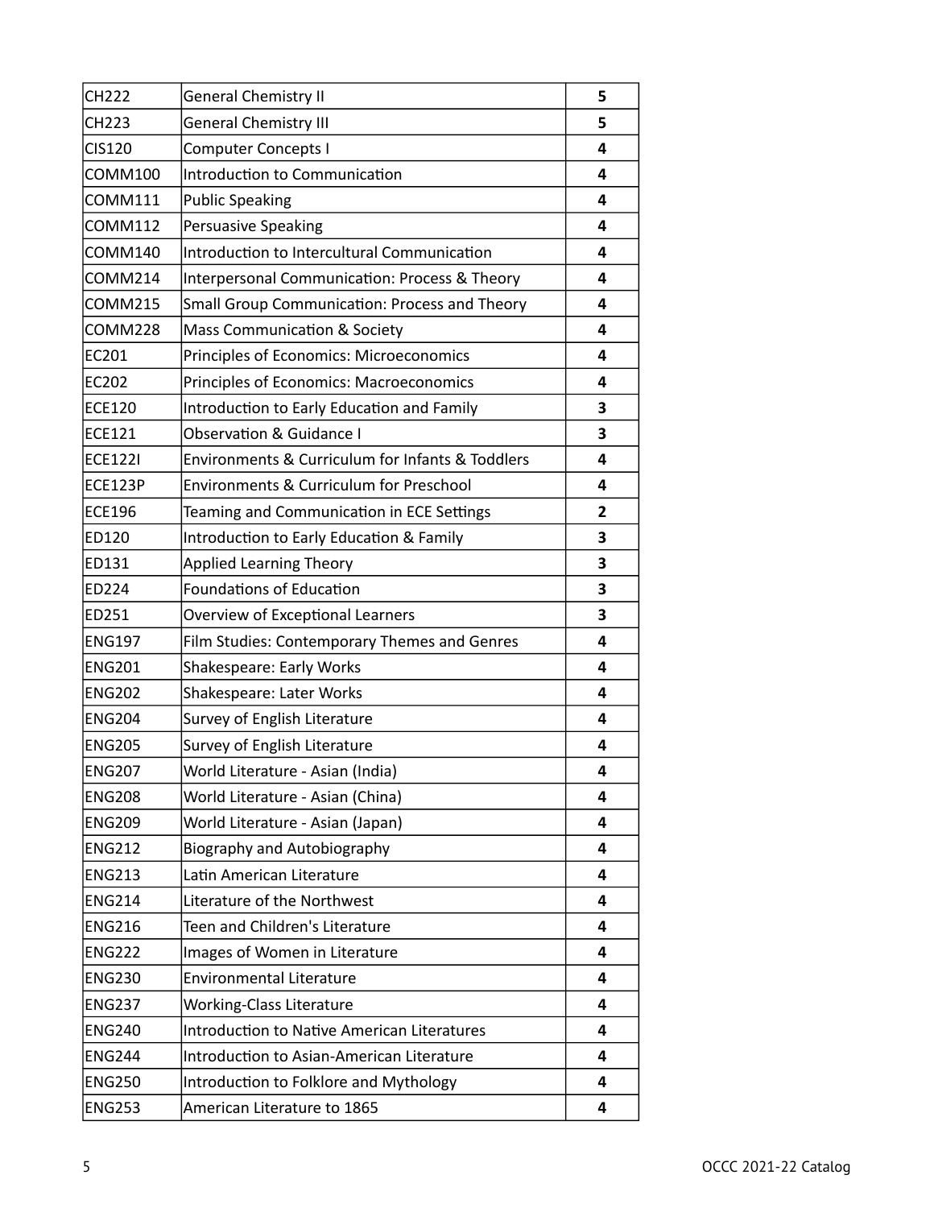| | | |
|---|---|---|
| CH222 | General Chemistry II | **5** |
| CH223 | General Chemistry III | **5** |
| CIS120 | Computer Concepts I | **4** |
| COMM100 | Introduction to Communication | **4** |
| COMM111 | Public Speaking | **4** |
| COMM112 | Persuasive Speaking | **4** |
| COMM140 | Introduction to Intercultural Communication | **4** |
| COMM214 | Interpersonal Communication: Process & Theory | **4** |
| COMM215 | Small Group Communication: Process and Theory | **4** |
| COMM228 | Mass Communication & Society | **4** |
| EC201 | Principles of Economics: Microeconomics | **4** |
| EC202 | Principles of Economics: Macroeconomics | **4** |
| ECE120 | Introduction to Early Education and Family | **3** |
| ECE121 | Observation & Guidance I | **3** |
| ECE122I | Environments & Curriculum for Infants & Toddlers | **4** |
| ECE123P | Environments & Curriculum for Preschool | **4** |
| ECE196 | Teaming and Communication in ECE Settings | **2** |
| ED120 | Introduction to Early Education & Family | **3** |
| ED131 | Applied Learning Theory | **3** |
| ED224 | Foundations of Education | **3** |
| ED251 | Overview of Exceptional Learners | **3** |
| ENG197 | Film Studies: Contemporary Themes and Genres | **4** |
| ENG201 | Shakespeare: Early Works | **4** |
| ENG202 | Shakespeare: Later Works | **4** |
| ENG204 | Survey of English Literature | **4** |
| ENG205 | Survey of English Literature | **4** |
| ENG207 | World Literature - Asian (India) | **4** |
| ENG208 | World Literature - Asian (China) | **4** |
| ENG209 | World Literature - Asian (Japan) | **4** |
| ENG212 | Biography and Autobiography | **4** |
| ENG213 | Latin American Literature | **4** |
| ENG214 | Literature of the Northwest | **4** |
| ENG216 | Teen and Children's Literature | **4** |
| ENG222 | Images of Women in Literature | **4** |
| ENG230 | Environmental Literature | **4** |
| ENG237 | Working-Class Literature | **4** |
| ENG240 | Introduction to Native American Literatures | **4** |
| ENG244 | Introduction to Asian-American Literature | **4** |
| ENG250 | Introduction to Folklore and Mythology | **4** |
| ENG253 | American Literature to 1865 | **4** |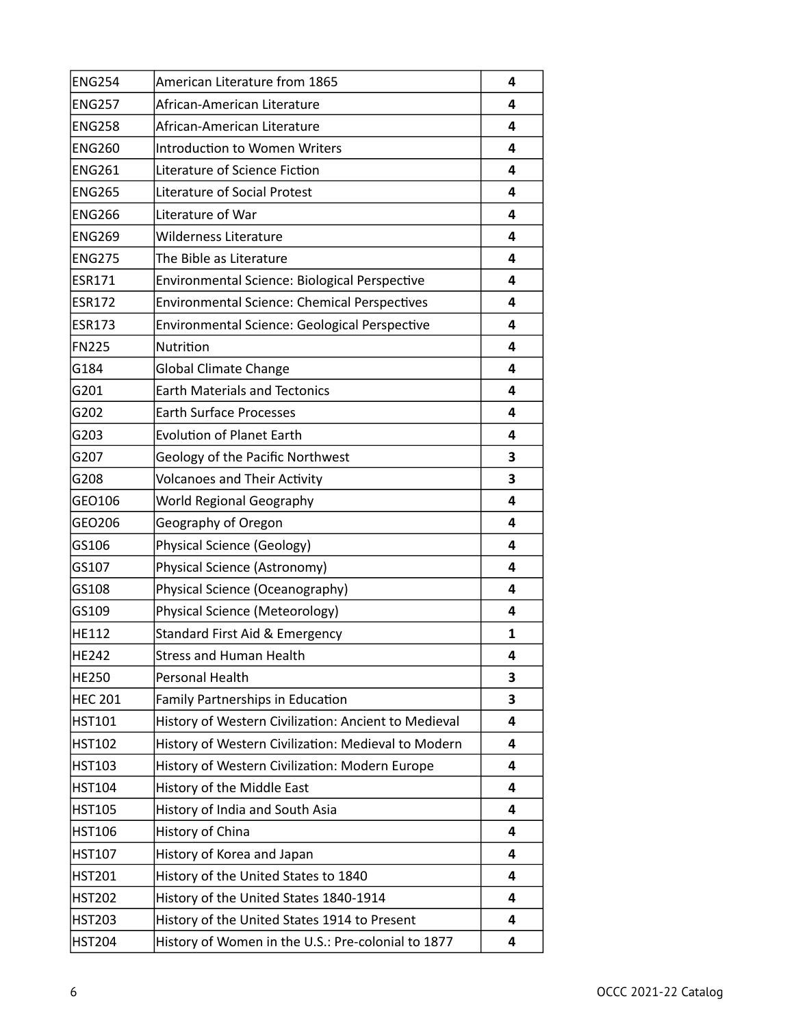| | | |
|---|---|---|
| ENG254 | American Literature from 1865 | **4** |
| ENG257 | African-American Literature | **4** |
| ENG258 | African-American Literature | **4** |
| ENG260 | Introduction to Women Writers | **4** |
| ENG261 | Literature of Science Fiction | **4** |
| ENG265 | Literature of Social Protest | **4** |
| ENG266 | Literature of War | **4** |
| ENG269 | Wilderness Literature | **4** |
| ENG275 | The Bible as Literature | **4** |
| ESR171 | Environmental Science: Biological Perspective | **4** |
| ESR172 | Environmental Science: Chemical Perspectives | **4** |
| ESR173 | Environmental Science: Geological Perspective | **4** |
| FN225 | Nutrition | **4** |
| G184 | Global Climate Change | **4** |
| G201 | Earth Materials and Tectonics | **4** |
| G202 | Earth Surface Processes | **4** |
| G203 | Evolution of Planet Earth | **4** |
| G207 | Geology of the Pacific Northwest | **3** |
| G208 | Volcanoes and Their Activity | **3** |
| GEO106 | World Regional Geography | **4** |
| GEO206 | Geography of Oregon | **4** |
| GS106 | Physical Science (Geology) | **4** |
| GS107 | Physical Science (Astronomy) | **4** |
| GS108 | Physical Science (Oceanography) | **4** |
| GS109 | Physical Science (Meteorology) | **4** |
| HE112 | Standard First Aid & Emergency | **1** |
| HE242 | Stress and Human Health | **4** |
| HE250 | Personal Health | **3** |
| HEC 201 | Family Partnerships in Education | **3** |
| HST101 | History of Western Civilization: Ancient to Medieval | **4** |
| HST102 | History of Western Civilization: Medieval to Modern | **4** |
| HST103 | History of Western Civilization: Modern Europe | **4** |
| HST104 | History of the Middle East | **4** |
| HST105 | History of India and South Asia | **4** |
| HST106 | History of China | **4** |
| HST107 | History of Korea and Japan | **4** |
| HST201 | History of the United States to 1840 | **4** |
| HST202 | History of the United States 1840-1914 | **4** |
| HST203 | History of the United States 1914 to Present | **4** |
| HST204 | History of Women in the U.S.: Pre-colonial to 1877 | **4** |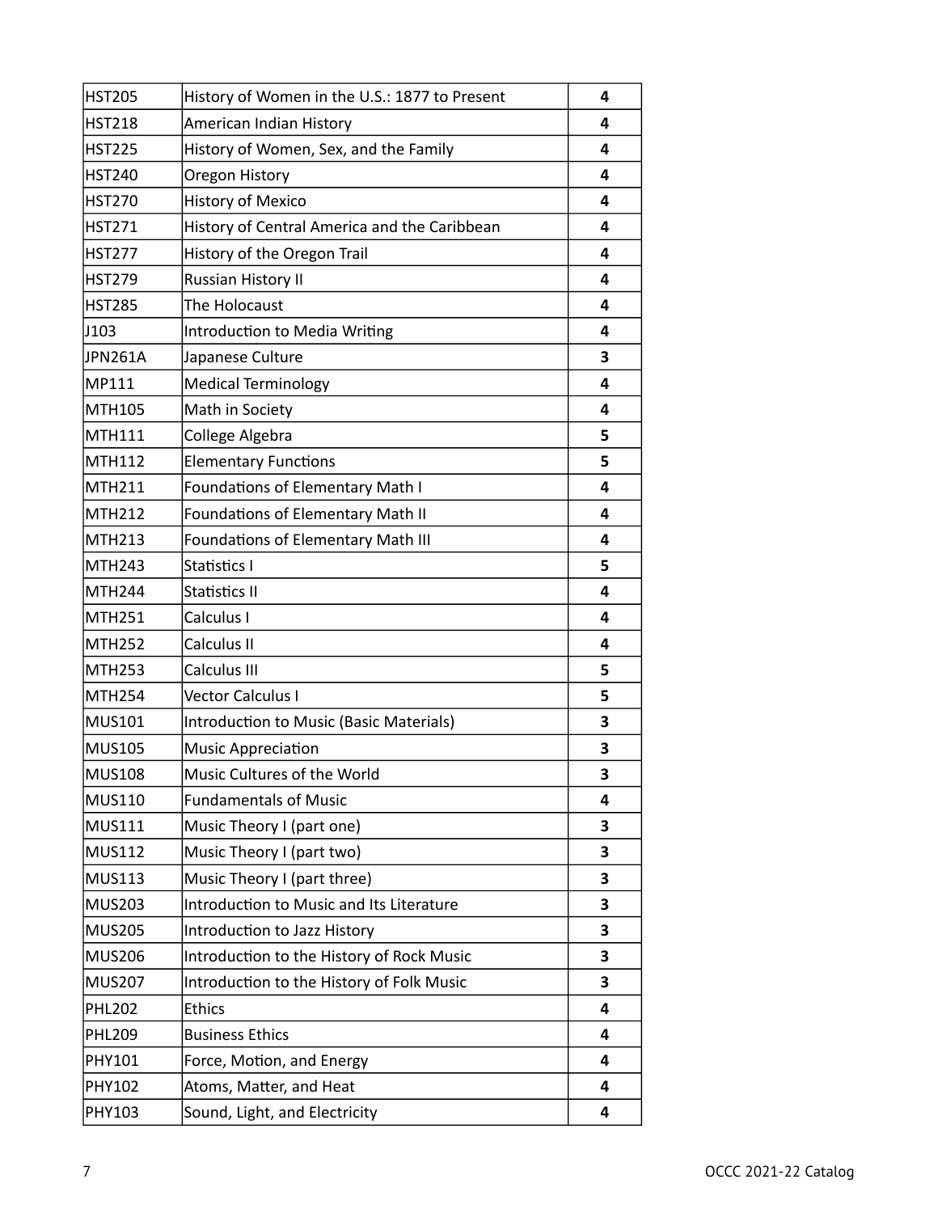| | | |
|---|---|---|
| HST205 | History of Women in the U.S.: 1877 to Present | **4** |
| HST218 | American Indian History | **4** |
| HST225 | History of Women, Sex, and the Family | **4** |
| HST240 | Oregon History | **4** |
| HST270 | History of Mexico | **4** |
| HST271 | History of Central America and the Caribbean | **4** |
| HST277 | History of the Oregon Trail | **4** |
| HST279 | Russian History II | **4** |
| HST285 | The Holocaust | **4** |
| J103 | Introduction to Media Writing | **4** |
| JPN261A | Japanese Culture | **3** |
| MP111 | Medical Terminology | **4** |
| MTH105 | Math in Society | **4** |
| MTH111 | College Algebra | **5** |
| MTH112 | Elementary Functions | **5** |
| MTH211 | Foundations of Elementary Math I | **4** |
| MTH212 | Foundations of Elementary Math II | **4** |
| MTH213 | Foundations of Elementary Math III | **4** |
| MTH243 | Statistics I | **5** |
| MTH244 | Statistics II | **4** |
| MTH251 | Calculus I | **4** |
| MTH252 | Calculus II | **4** |
| MTH253 | Calculus III | **5** |
| MTH254 | Vector Calculus I | **5** |
| MUS101 | Introduction to Music (Basic Materials) | **3** |
| MUS105 | Music Appreciation | **3** |
| MUS108 | Music Cultures of the World | **3** |
| MUS110 | Fundamentals of Music | **4** |
| MUS111 | Music Theory I (part one) | **3** |
| MUS112 | Music Theory I (part two) | **3** |
| MUS113 | Music Theory I (part three) | **3** |
| MUS203 | Introduction to Music and Its Literature | **3** |
| MUS205 | Introduction to Jazz History | **3** |
| MUS206 | Introduction to the History of Rock Music | **3** |
| MUS207 | Introduction to the History of Folk Music | **3** |
| PHL202 | Ethics | **4** |
| PHL209 | Business Ethics | **4** |
| PHY101 | Force, Motion, and Energy | **4** |
| PHY102 | Atoms, Matter, and Heat | **4** |
| PHY103 | Sound, Light, and Electricity | **4** |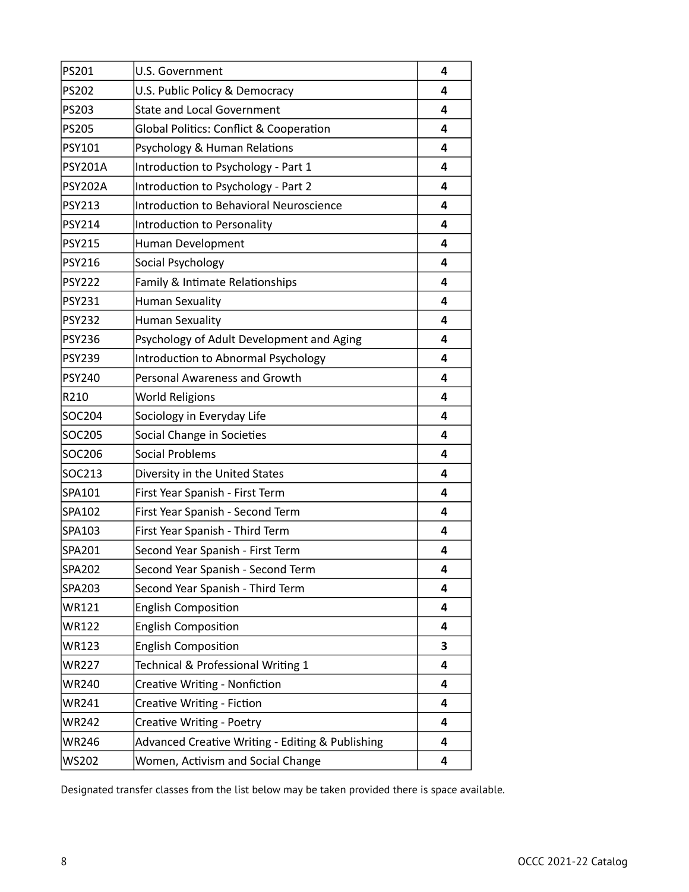| | | |
|---|---|---|
| PS201 | U.S. Government | **4** |
| PS202 | U.S. Public Policy & Democracy | **4** |
| PS203 | State and Local Government | **4** |
| PS205 | Global Politics: Conflict & Cooperation | **4** |
| PSY101 | Psychology & Human Relations | **4** |
| PSY201A | Introduction to Psychology - Part 1 | **4** |
| PSY202A | Introduction to Psychology - Part 2 | **4** |
| PSY213 | Introduction to Behavioral Neuroscience | **4** |
| PSY214 | Introduction to Personality | **4** |
| PSY215 | Human Development | **4** |
| PSY216 | Social Psychology | **4** |
| PSY222 | Family & Intimate Relationships | **4** |
| PSY231 | Human Sexuality | **4** |
| PSY232 | Human Sexuality | **4** |
| PSY236 | Psychology of Adult Development and Aging | **4** |
| PSY239 | Introduction to Abnormal Psychology | **4** |
| PSY240 | Personal Awareness and Growth | **4** |
| R210 | World Religions | **4** |
| SOC204 | Sociology in Everyday Life | **4** |
| SOC205 | Social Change in Societies | **4** |
| SOC206 | Social Problems | **4** |
| SOC213 | Diversity in the United States | **4** |
| SPA101 | First Year Spanish - First Term | **4** |
| SPA102 | First Year Spanish - Second Term | **4** |
| SPA103 | First Year Spanish - Third Term | **4** |
| SPA201 | Second Year Spanish - First Term | **4** |
| SPA202 | Second Year Spanish - Second Term | **4** |
| SPA203 | Second Year Spanish - Third Term | **4** |
| WR121 | English Composition | **4** |
| WR122 | English Composition | **4** |
| WR123 | English Composition | **3** |
| WR227 | Technical & Professional Writing 1 | **4** |
| WR240 | Creative Writing - Nonfiction | **4** |
| WR241 | Creative Writing - Fiction | **4** |
| WR242 | Creative Writing - Poetry | **4** |
| WR246 | Advanced Creative Writing - Editing & Publishing | **4** |
| WS202 | Women, Activism and Social Change | **4** |

Designated transfer classes from the list below may be taken provided there is space available.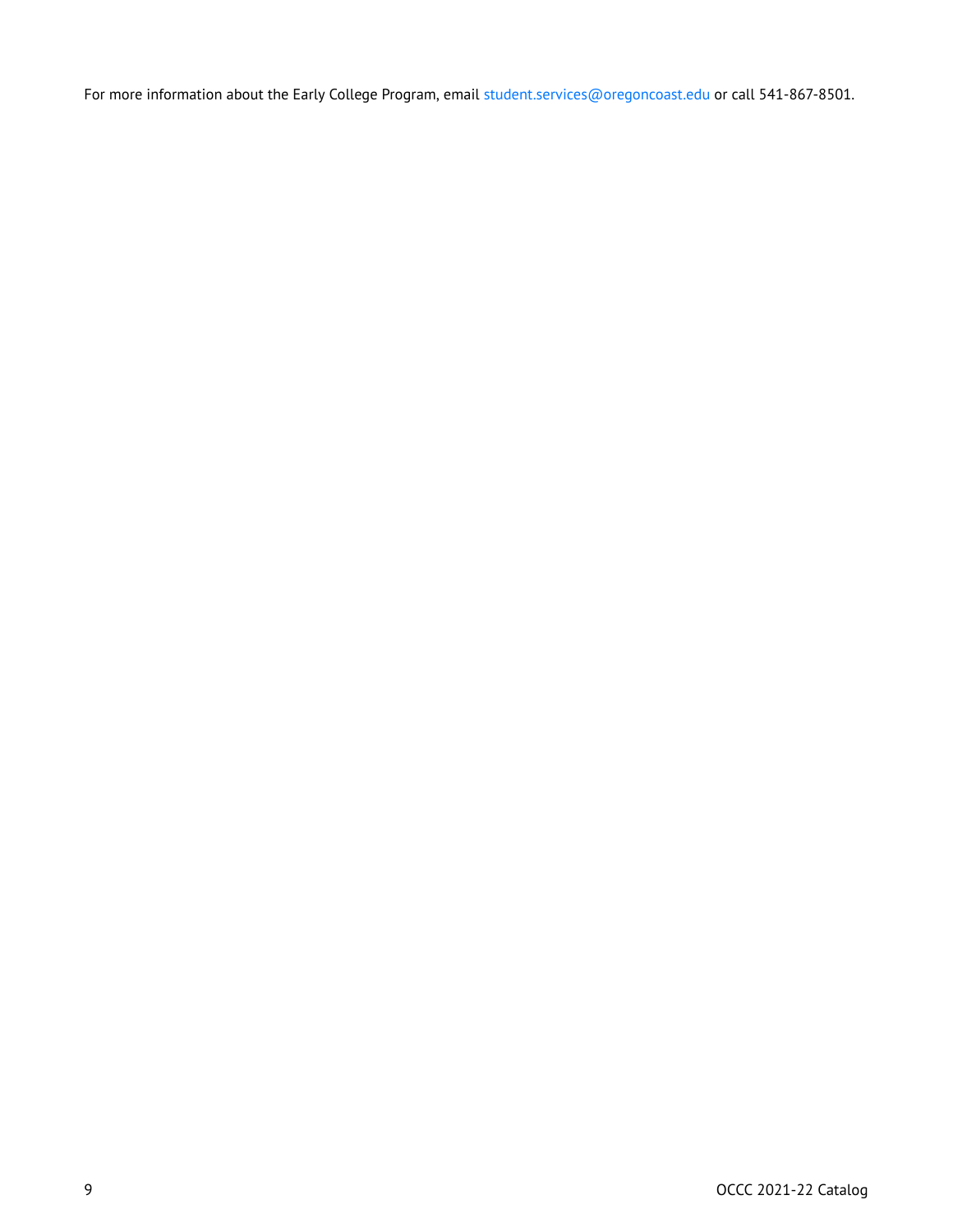For more information about the Early College Program, email student.services@oregoncoast.edu or call 541-867-8501.